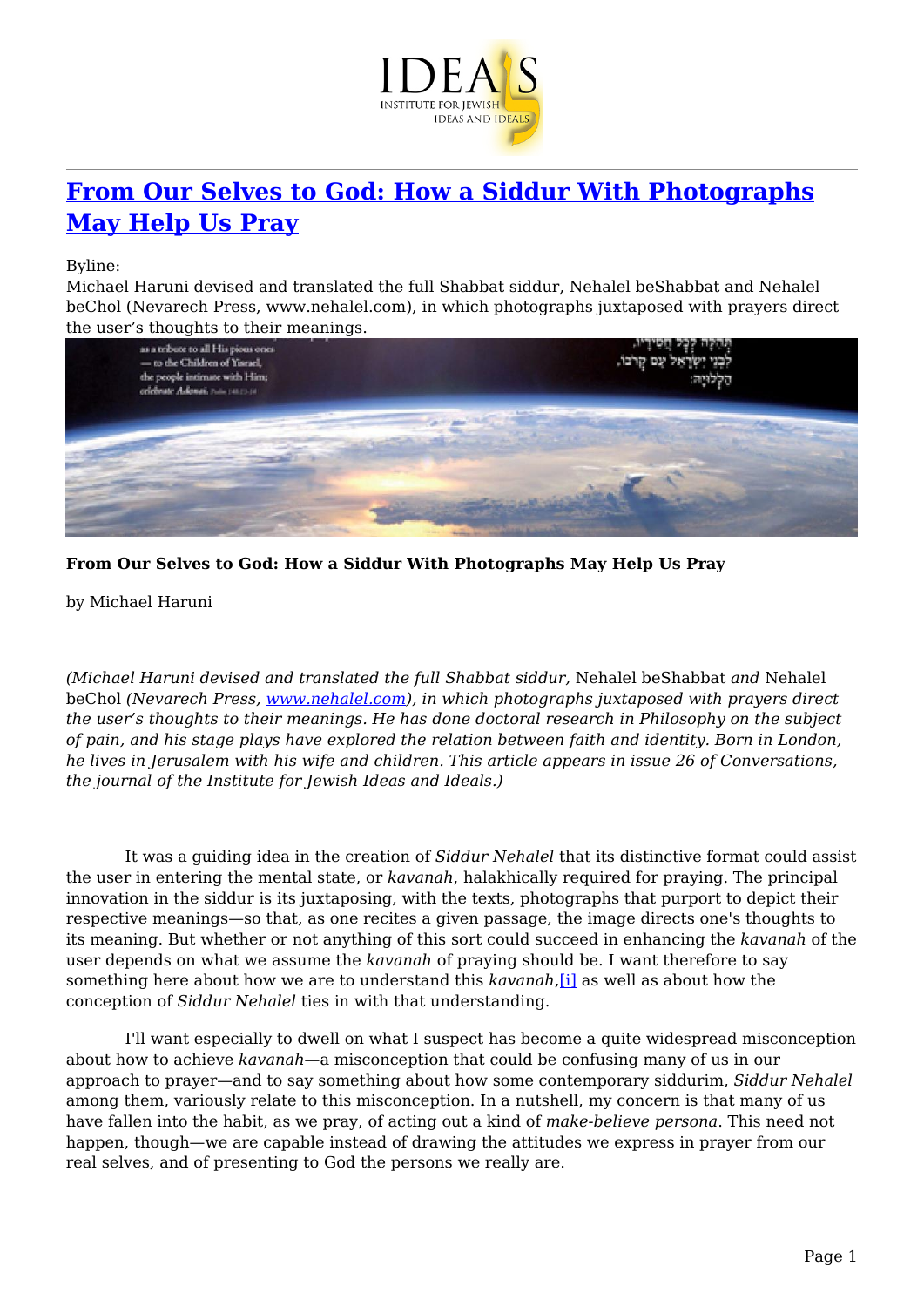# From Our Selves to God: How a Siddur With Photographs May Help Us Pray

Byline:
Michael Haruni devised and translated the full Shabbat siddur, Nehalel beShabbat and Nehalel beChol (Nevarech Press, www.nehalel.com), in which photographs juxtaposed with prayers direct the user's thoughts to their meanings.

**From Our Selves to God: How a Siddur With Photographs May Help Us Pray**

by Michael Haruni

*(Michael Haruni devised and translated the full Shabbat siddur,* Nehalel beShabbat *and* Nehalel beChol *(Nevarech Press, www.nehalel.com), in which photographs juxtaposed with prayers direct the user's thoughts to their meanings. He has done doctoral research in Philosophy on the subject of pain, and his stage plays have explored the relation between faith and identity. Born in London, he lives in Jerusalem with his wife and children. This article appears in issue 26 of Conversations, the journal of the Institute for Jewish Ideas and Ideals.)*

It was a guiding idea in the creation of *Siddur Nehalel* that its distinctive format could assist the user in entering the mental state, or *kavanah*, halakhically required for praying. The principal innovation in the siddur is its juxtaposing, with the texts, photographs that purport to depict their respective meanings—so that, as one recites a given passage, the image directs one's thoughts to its meaning. But whether or not anything of this sort could succeed in enhancing the *kavanah* of the user depends on what we assume the *kavanah* of praying should be. I want therefore to say something here about how we are to understand this *kavanah*,[i] as well as about how the conception of *Siddur Nehalel* ties in with that understanding.

I'll want especially to dwell on what I suspect has become a quite widespread misconception about how to achieve *kavanah*—a misconception that could be confusing many of us in our approach to prayer—and to say something about how some contemporary siddurim, *Siddur Nehalel* among them, variously relate to this misconception. In a nutshell, my concern is that many of us have fallen into the habit, as we pray, of acting out a kind of *make-believe persona*. This need not happen, though—we are capable instead of drawing the attitudes we express in prayer from our real selves, and of presenting to God the persons we really are.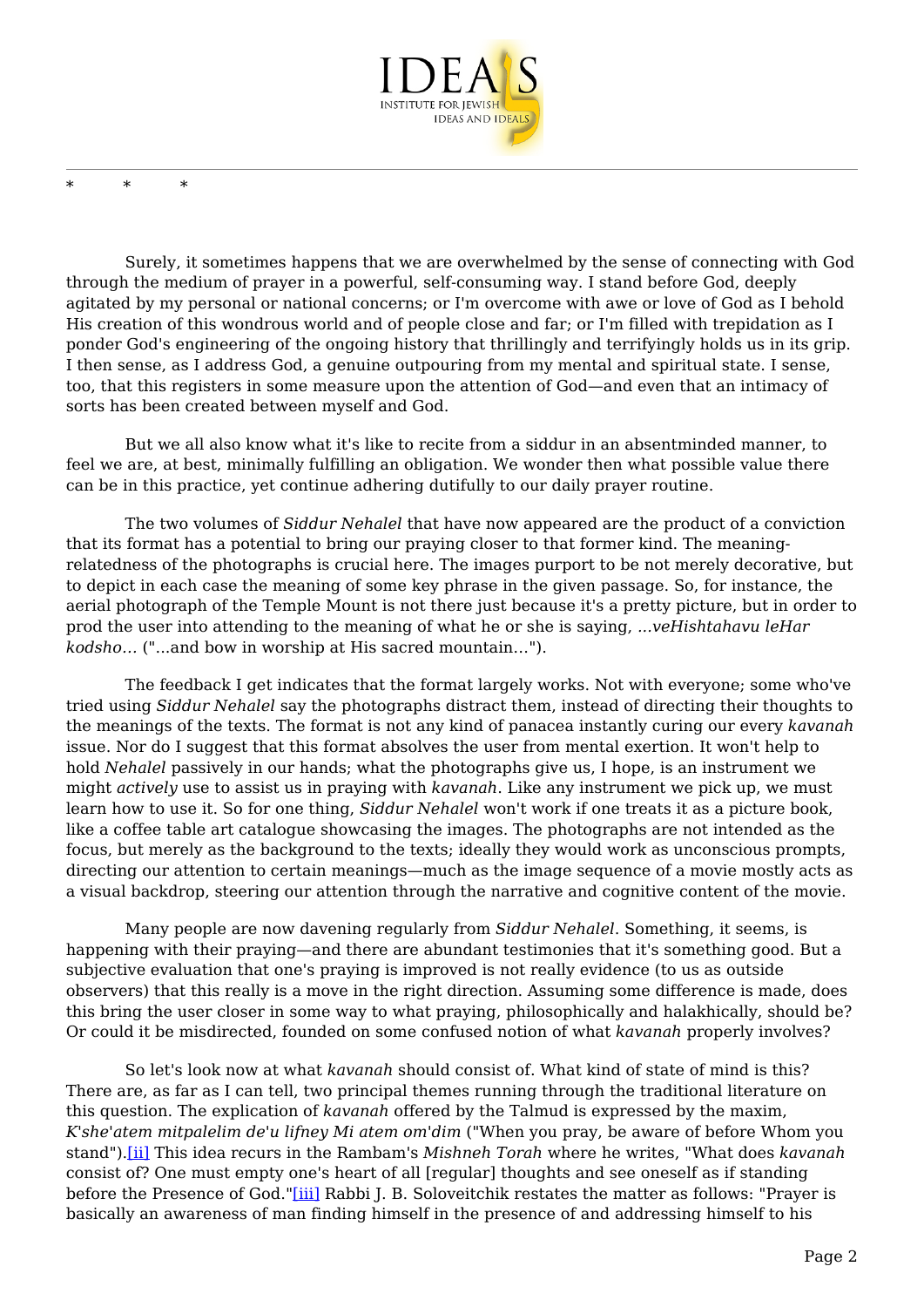\*          \*          \*

Surely, it sometimes happens that we are overwhelmed by the sense of connecting with God through the medium of prayer in a powerful, self-consuming way. I stand before God, deeply agitated by my personal or national concerns; or I'm overcome with awe or love of God as I behold His creation of this wondrous world and of people close and far; or I'm filled with trepidation as I ponder God's engineering of the ongoing history that thrillingly and terrifyingly holds us in its grip. I then sense, as I address God, a genuine outpouring from my mental and spiritual state. I sense, too, that this registers in some measure upon the attention of God—and even that an intimacy of sorts has been created between myself and God.

But we all also know what it's like to recite from a siddur in an absentminded manner, to feel we are, at best, minimally fulfilling an obligation. We wonder then what possible value there can be in this practice, yet continue adhering dutifully to our daily prayer routine.

The two volumes of *Siddur Nehalel* that have now appeared are the product of a conviction that its format has a potential to bring our praying closer to that former kind. The meaning-relatedness of the photographs is crucial here. The images purport to be not merely decorative, but to depict in each case the meaning of some key phrase in the given passage. So, for instance, the aerial photograph of the Temple Mount is not there just because it's a pretty picture, but in order to prod the user into attending to the meaning of what he or she is saying, *...veHishtahavu leHar kodsho...* ("...and bow in worship at His sacred mountain...").

The feedback I get indicates that the format largely works. Not with everyone; some who've tried using *Siddur Nehalel* say the photographs distract them, instead of directing their thoughts to the meanings of the texts. The format is not any kind of panacea instantly curing our every *kavanah* issue. Nor do I suggest that this format absolves the user from mental exertion. It won't help to hold *Nehalel* passively in our hands; what the photographs give us, I hope, is an instrument we might *actively* use to assist us in praying with *kavanah*. Like any instrument we pick up, we must learn how to use it. So for one thing, *Siddur Nehalel* won't work if one treats it as a picture book, like a coffee table art catalogue showcasing the images. The photographs are not intended as the focus, but merely as the background to the texts; ideally they would work as unconscious prompts, directing our attention to certain meanings—much as the image sequence of a movie mostly acts as a visual backdrop, steering our attention through the narrative and cognitive content of the movie.

Many people are now davening regularly from *Siddur Nehalel*. Something, it seems, is happening with their praying—and there are abundant testimonies that it's something good. But a subjective evaluation that one's praying is improved is not really evidence (to us as outside observers) that this really is a move in the right direction. Assuming some difference is made, does this bring the user closer in some way to what praying, philosophically and halakhically, should be? Or could it be misdirected, founded on some confused notion of what *kavanah* properly involves?

So let's look now at what *kavanah* should consist of. What kind of state of mind is this? There are, as far as I can tell, two principal themes running through the traditional literature on this question. The explication of *kavanah* offered by the Talmud is expressed by the maxim, *K'she'atem mitpalelim de'u lifney Mi atem om'dim* ("When you pray, be aware of before Whom you stand").[ii] This idea recurs in the Rambam's *Mishneh Torah* where he writes, "What does *kavanah* consist of? One must empty one's heart of all [regular] thoughts and see oneself as if standing before the Presence of God."[iii] Rabbi J. B. Soloveitchik restates the matter as follows: "Prayer is basically an awareness of man finding himself in the presence of and addressing himself to his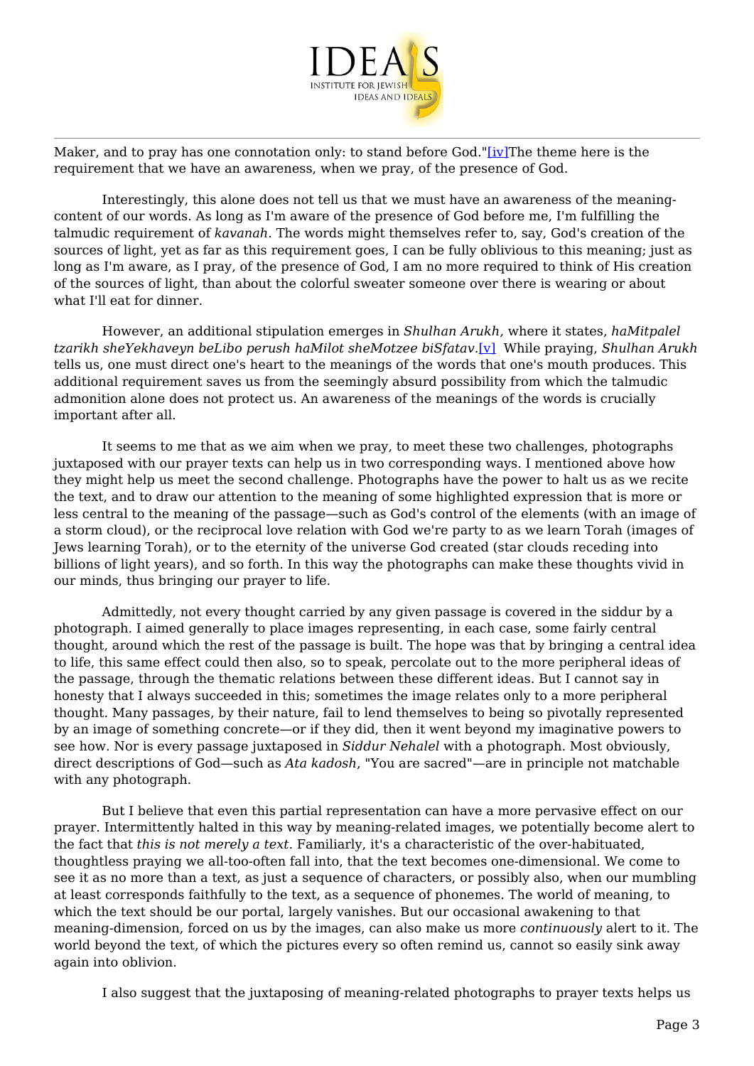Maker, and to pray has one connotation only: to stand before God."[iv]The theme here is the requirement that we have an awareness, when we pray, of the presence of God.

Interestingly, this alone does not tell us that we must have an awareness of the meaning-content of our words. As long as I'm aware of the presence of God before me, I'm fulfilling the talmudic requirement of *kavanah*. The words might themselves refer to, say, God's creation of the sources of light, yet as far as this requirement goes, I can be fully oblivious to this meaning; just as long as I'm aware, as I pray, of the presence of God, I am no more required to think of His creation of the sources of light, than about the colorful sweater someone over there is wearing or about what I'll eat for dinner.

However, an additional stipulation emerges in *Shulhan Arukh,* where it states, *haMitpalel tzarikh sheYekhaveyn beLibo perush haMilot sheMotzee biSfatav*.[v] While praying, *Shulhan Arukh* tells us, one must direct one's heart to the meanings of the words that one's mouth produces. This additional requirement saves us from the seemingly absurd possibility from which the talmudic admonition alone does not protect us. An awareness of the meanings of the words is crucially important after all.

It seems to me that as we aim when we pray, to meet these two challenges, photographs juxtaposed with our prayer texts can help us in two corresponding ways. I mentioned above how they might help us meet the second challenge. Photographs have the power to halt us as we recite the text, and to draw our attention to the meaning of some highlighted expression that is more or less central to the meaning of the passage—such as God's control of the elements (with an image of a storm cloud), or the reciprocal love relation with God we're party to as we learn Torah (images of Jews learning Torah), or to the eternity of the universe God created (star clouds receding into billions of light years), and so forth. In this way the photographs can make these thoughts vivid in our minds, thus bringing our prayer to life.

Admittedly, not every thought carried by any given passage is covered in the siddur by a photograph. I aimed generally to place images representing, in each case, some fairly central thought, around which the rest of the passage is built. The hope was that by bringing a central idea to life, this same effect could then also, so to speak, percolate out to the more peripheral ideas of the passage, through the thematic relations between these different ideas. But I cannot say in honesty that I always succeeded in this; sometimes the image relates only to a more peripheral thought. Many passages, by their nature, fail to lend themselves to being so pivotally represented by an image of something concrete—or if they did, then it went beyond my imaginative powers to see how. Nor is every passage juxtaposed in *Siddur Nehalel* with a photograph. Most obviously, direct descriptions of God—such as *Ata kadosh*, "You are sacred"—are in principle not matchable with any photograph.

But I believe that even this partial representation can have a more pervasive effect on our prayer. Intermittently halted in this way by meaning-related images, we potentially become alert to the fact that *this is not merely a text*. Familiarly, it's a characteristic of the over-habituated, thoughtless praying we all-too-often fall into, that the text becomes one-dimensional. We come to see it as no more than a text, as just a sequence of characters, or possibly also, when our mumbling at least corresponds faithfully to the text, as a sequence of phonemes. The world of meaning, to which the text should be our portal, largely vanishes. But our occasional awakening to that meaning-dimension, forced on us by the images, can also make us more *continuously* alert to it. The world beyond the text, of which the pictures every so often remind us, cannot so easily sink away again into oblivion.

I also suggest that the juxtaposing of meaning-related photographs to prayer texts helps us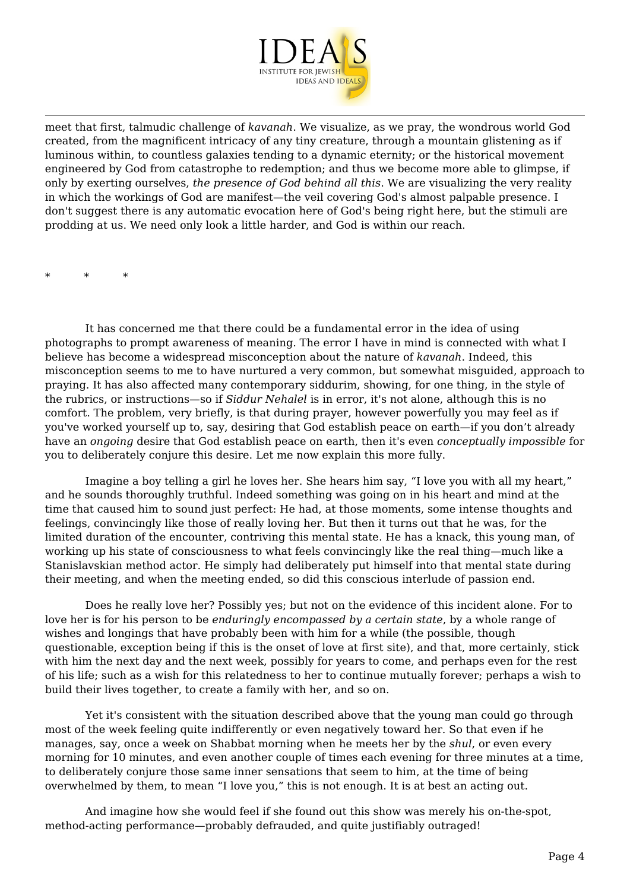meet that first, talmudic challenge of *kavanah*. We visualize, as we pray, the wondrous world God created, from the magnificent intricacy of any tiny creature, through a mountain glistening as if luminous within, to countless galaxies tending to a dynamic eternity; or the historical movement engineered by God from catastrophe to redemption; and thus we become more able to glimpse, if only by exerting ourselves, *the presence of God behind all this*. We are visualizing the very reality in which the workings of God are manifest—the veil covering God's almost palpable presence. I don't suggest there is any automatic evocation here of God's being right here, but the stimuli are prodding at us. We need only look a little harder, and God is within our reach.

\*          \*          \*

It has concerned me that there could be a fundamental error in the idea of using photographs to prompt awareness of meaning. The error I have in mind is connected with what I believe has become a widespread misconception about the nature of *kavanah*. Indeed, this misconception seems to me to have nurtured a very common, but somewhat misguided, approach to praying. It has also affected many contemporary siddurim, showing, for one thing, in the style of the rubrics, or instructions—so if *Siddur Nehalel* is in error, it's not alone, although this is no comfort. The problem, very briefly, is that during prayer, however powerfully you may feel as if you've worked yourself up to, say, desiring that God establish peace on earth—if you don't already have an *ongoing* desire that God establish peace on earth, then it's even *conceptually impossible* for you to deliberately conjure this desire. Let me now explain this more fully.

Imagine a boy telling a girl he loves her. She hears him say, "I love you with all my heart," and he sounds thoroughly truthful. Indeed something was going on in his heart and mind at the time that caused him to sound just perfect: He had, at those moments, some intense thoughts and feelings, convincingly like those of really loving her. But then it turns out that he was, for the limited duration of the encounter, contriving this mental state. He has a knack, this young man, of working up his state of consciousness to what feels convincingly like the real thing—much like a Stanislavskian method actor. He simply had deliberately put himself into that mental state during their meeting, and when the meeting ended, so did this conscious interlude of passion end.

Does he really love her? Possibly yes; but not on the evidence of this incident alone. For to love her is for his person to be *enduringly encompassed by a certain state*, by a whole range of wishes and longings that have probably been with him for a while (the possible, though questionable, exception being if this is the onset of love at first site), and that, more certainly, stick with him the next day and the next week, possibly for years to come, and perhaps even for the rest of his life; such as a wish for this relatedness to her to continue mutually forever; perhaps a wish to build their lives together, to create a family with her, and so on.

Yet it's consistent with the situation described above that the young man could go through most of the week feeling quite indifferently or even negatively toward her. So that even if he manages, say, once a week on Shabbat morning when he meets her by the *shul*, or even every morning for 10 minutes, and even another couple of times each evening for three minutes at a time, to deliberately conjure those same inner sensations that seem to him, at the time of being overwhelmed by them, to mean "I love you," this is not enough. It is at best an acting out.

And imagine how she would feel if she found out this show was merely his on-the-spot, method-acting performance—probably defrauded, and quite justifiably outraged!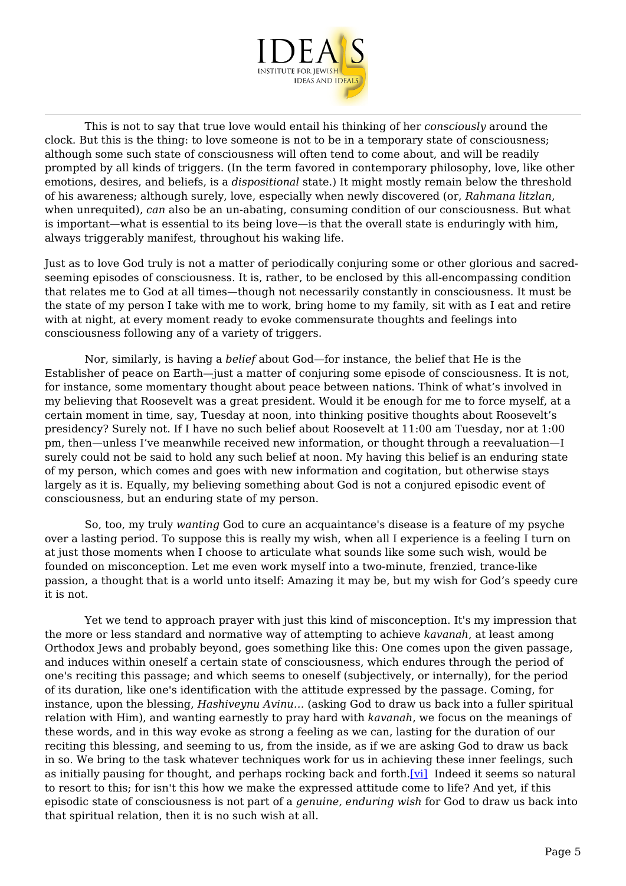This is not to say that true love would entail his thinking of her *consciously* around the clock. But this is the thing: to love someone is not to be in a temporary state of consciousness; although some such state of consciousness will often tend to come about, and will be readily prompted by all kinds of triggers. (In the term favored in contemporary philosophy, love, like other emotions, desires, and beliefs, is a *dispositional* state.) It might mostly remain below the threshold of his awareness; although surely, love, especially when newly discovered (or, *Rahmana litzlan*, when unrequited), *can* also be an un-abating, consuming condition of our consciousness. But what is important—what is essential to its being love—is that the overall state is enduringly with him, always triggerably manifest, throughout his waking life.

Just as to love God truly is not a matter of periodically conjuring some or other glorious and sacred-seeming episodes of consciousness. It is, rather, to be enclosed by this all-encompassing condition that relates me to God at all times—though not necessarily constantly in consciousness. It must be the state of my person I take with me to work, bring home to my family, sit with as I eat and retire with at night, at every moment ready to evoke commensurate thoughts and feelings into consciousness following any of a variety of triggers.

Nor, similarly, is having a *belief* about God—for instance, the belief that He is the Establisher of peace on Earth—just a matter of conjuring some episode of consciousness. It is not, for instance, some momentary thought about peace between nations. Think of what's involved in my believing that Roosevelt was a great president. Would it be enough for me to force myself, at a certain moment in time, say, Tuesday at noon, into thinking positive thoughts about Roosevelt's presidency? Surely not. If I have no such belief about Roosevelt at 11:00 am Tuesday, nor at 1:00 pm, then—unless I've meanwhile received new information, or thought through a reevaluation—I surely could not be said to hold any such belief at noon. My having this belief is an enduring state of my person, which comes and goes with new information and cogitation, but otherwise stays largely as it is. Equally, my believing something about God is not a conjured episodic event of consciousness, but an enduring state of my person.

So, too, my truly *wanting* God to cure an acquaintance's disease is a feature of my psyche over a lasting period. To suppose this is really my wish, when all I experience is a feeling I turn on at just those moments when I choose to articulate what sounds like some such wish, would be founded on misconception. Let me even work myself into a two-minute, frenzied, trance-like passion, a thought that is a world unto itself: Amazing it may be, but my wish for God's speedy cure it is not.

Yet we tend to approach prayer with just this kind of misconception. It's my impression that the more or less standard and normative way of attempting to achieve *kavanah*, at least among Orthodox Jews and probably beyond, goes something like this: One comes upon the given passage, and induces within oneself a certain state of consciousness, which endures through the period of one's reciting this passage; and which seems to oneself (subjectively, or internally), for the period of its duration, like one's identification with the attitude expressed by the passage. Coming, for instance, upon the blessing, *Hashiveynu Avinu…* (asking God to draw us back into a fuller spiritual relation with Him), and wanting earnestly to pray hard with *kavanah*, we focus on the meanings of these words, and in this way evoke as strong a feeling as we can, lasting for the duration of our reciting this blessing, and seeming to us, from the inside, as if we are asking God to draw us back in so. We bring to the task whatever techniques work for us in achieving these inner feelings, such as initially pausing for thought, and perhaps rocking back and forth.[vi] Indeed it seems so natural to resort to this; for isn't this how we make the expressed attitude come to life? And yet, if this episodic state of consciousness is not part of a *genuine, enduring wish* for God to draw us back into that spiritual relation, then it is no such wish at all.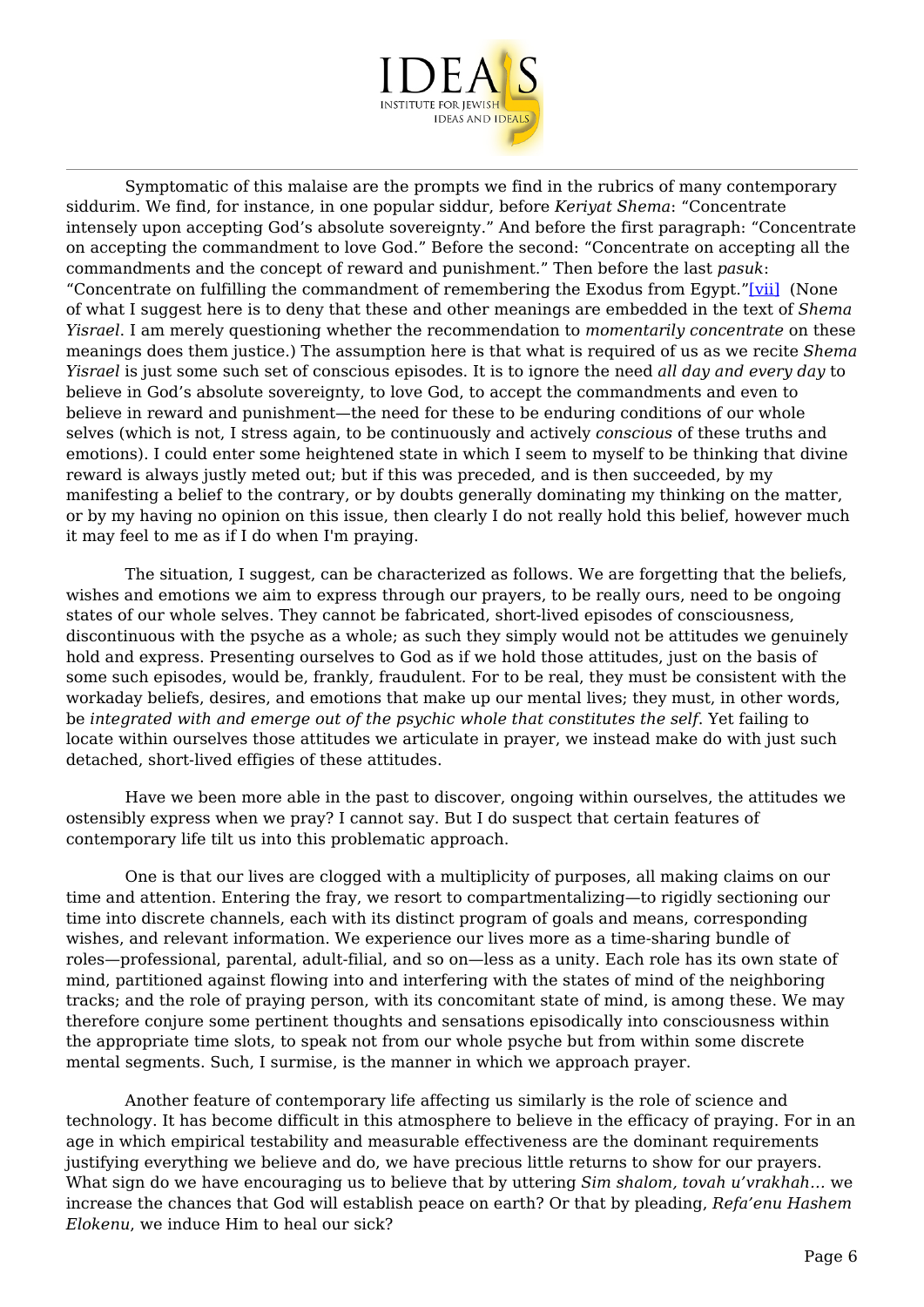Symptomatic of this malaise are the prompts we find in the rubrics of many contemporary siddurim. We find, for instance, in one popular siddur, before *Keriyat Shema*: "Concentrate intensely upon accepting God's absolute sovereignty." And before the first paragraph: "Concentrate on accepting the commandment to love God." Before the second: "Concentrate on accepting all the commandments and the concept of reward and punishment." Then before the last *pasuk*: "Concentrate on fulfilling the commandment of remembering the Exodus from Egypt."[vii] (None of what I suggest here is to deny that these and other meanings are embedded in the text of *Shema Yisrael*. I am merely questioning whether the recommendation to *momentarily concentrate* on these meanings does them justice.) The assumption here is that what is required of us as we recite *Shema Yisrael* is just some such set of conscious episodes. It is to ignore the need *all day and every day* to believe in God's absolute sovereignty, to love God, to accept the commandments and even to believe in reward and punishment—the need for these to be enduring conditions of our whole selves (which is not, I stress again, to be continuously and actively *conscious* of these truths and emotions). I could enter some heightened state in which I seem to myself to be thinking that divine reward is always justly meted out; but if this was preceded, and is then succeeded, by my manifesting a belief to the contrary, or by doubts generally dominating my thinking on the matter, or by my having no opinion on this issue, then clearly I do not really hold this belief, however much it may feel to me as if I do when I'm praying.

The situation, I suggest, can be characterized as follows. We are forgetting that the beliefs, wishes and emotions we aim to express through our prayers, to be really ours, need to be ongoing states of our whole selves. They cannot be fabricated, short-lived episodes of consciousness, discontinuous with the psyche as a whole; as such they simply would not be attitudes we genuinely hold and express. Presenting ourselves to God as if we hold those attitudes, just on the basis of some such episodes, would be, frankly, fraudulent. For to be real, they must be consistent with the workaday beliefs, desires, and emotions that make up our mental lives; they must, in other words, be *integrated with and emerge out of the psychic whole that constitutes the self*. Yet failing to locate within ourselves those attitudes we articulate in prayer, we instead make do with just such detached, short-lived effigies of these attitudes.

Have we been more able in the past to discover, ongoing within ourselves, the attitudes we ostensibly express when we pray? I cannot say. But I do suspect that certain features of contemporary life tilt us into this problematic approach.

One is that our lives are clogged with a multiplicity of purposes, all making claims on our time and attention. Entering the fray, we resort to compartmentalizing—to rigidly sectioning our time into discrete channels, each with its distinct program of goals and means, corresponding wishes, and relevant information. We experience our lives more as a time-sharing bundle of roles—professional, parental, adult-filial, and so on—less as a unity. Each role has its own state of mind, partitioned against flowing into and interfering with the states of mind of the neighboring tracks; and the role of praying person, with its concomitant state of mind, is among these. We may therefore conjure some pertinent thoughts and sensations episodically into consciousness within the appropriate time slots, to speak not from our whole psyche but from within some discrete mental segments. Such, I surmise, is the manner in which we approach prayer.

Another feature of contemporary life affecting us similarly is the role of science and technology. It has become difficult in this atmosphere to believe in the efficacy of praying. For in an age in which empirical testability and measurable effectiveness are the dominant requirements justifying everything we believe and do, we have precious little returns to show for our prayers. What sign do we have encouraging us to believe that by uttering *Sim shalom, tovah u'vrakhah…* we increase the chances that God will establish peace on earth? Or that by pleading, *Refa'enu Hashem Elokenu*, we induce Him to heal our sick?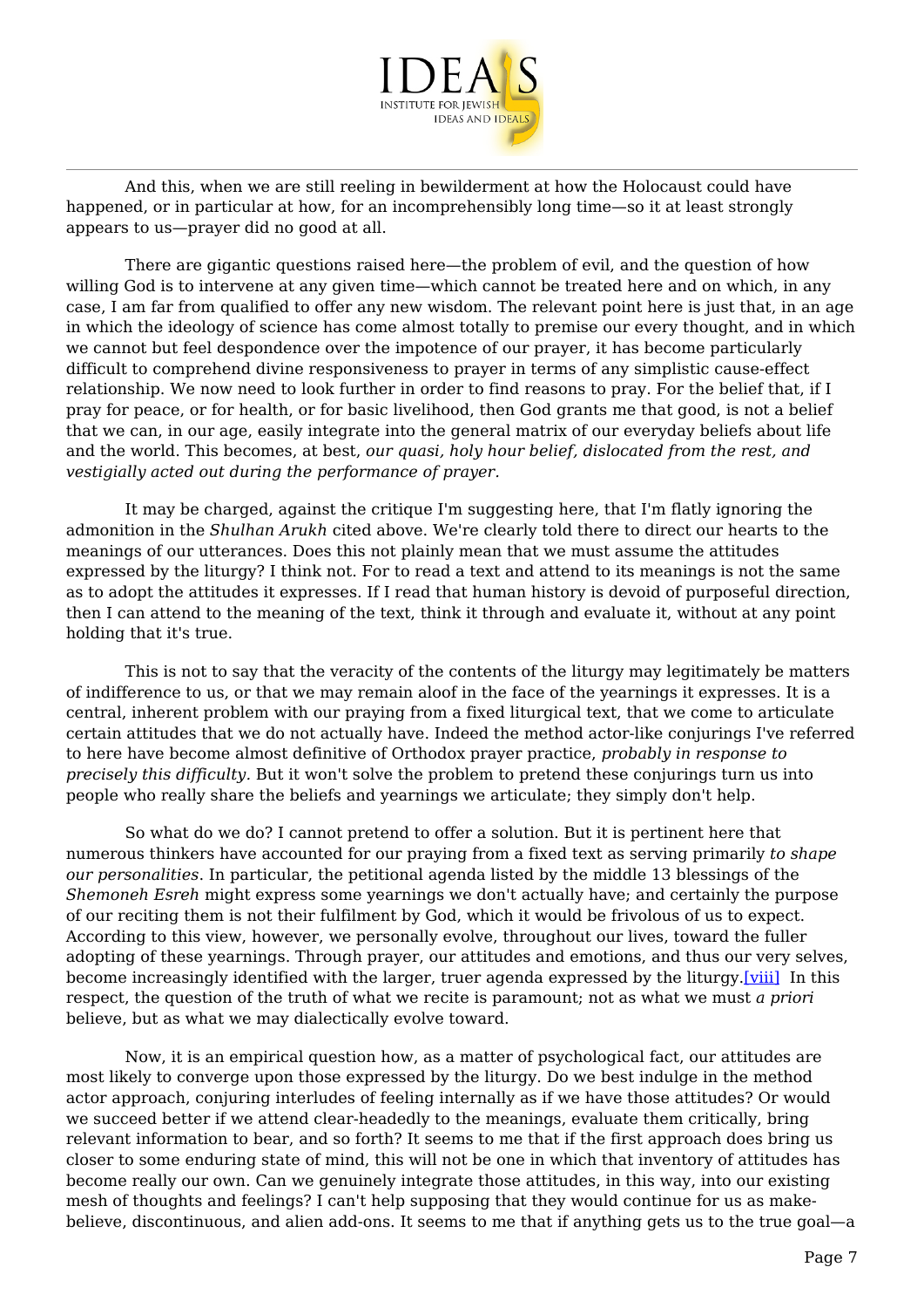And this, when we are still reeling in bewilderment at how the Holocaust could have happened, or in particular at how, for an incomprehensibly long time—so it at least strongly appears to us—prayer did no good at all.

There are gigantic questions raised here—the problem of evil, and the question of how willing God is to intervene at any given time—which cannot be treated here and on which, in any case, I am far from qualified to offer any new wisdom. The relevant point here is just that, in an age in which the ideology of science has come almost totally to premise our every thought, and in which we cannot but feel despondence over the impotence of our prayer, it has become particularly difficult to comprehend divine responsiveness to prayer in terms of any simplistic cause-effect relationship. We now need to look further in order to find reasons to pray. For the belief that, if I pray for peace, or for health, or for basic livelihood, then God grants me that good, is not a belief that we can, in our age, easily integrate into the general matrix of our everyday beliefs about life and the world. This becomes, at best, *our quasi, holy hour belief, dislocated from the rest, and vestigially acted out during the performance of prayer.*

It may be charged, against the critique I'm suggesting here, that I'm flatly ignoring the admonition in the *Shulhan Arukh* cited above. We're clearly told there to direct our hearts to the meanings of our utterances. Does this not plainly mean that we must assume the attitudes expressed by the liturgy? I think not. For to read a text and attend to its meanings is not the same as to adopt the attitudes it expresses. If I read that human history is devoid of purposeful direction, then I can attend to the meaning of the text, think it through and evaluate it, without at any point holding that it's true.

This is not to say that the veracity of the contents of the liturgy may legitimately be matters of indifference to us, or that we may remain aloof in the face of the yearnings it expresses. It is a central, inherent problem with our praying from a fixed liturgical text, that we come to articulate certain attitudes that we do not actually have. Indeed the method actor-like conjurings I've referred to here have become almost definitive of Orthodox prayer practice, *probably in response to precisely this difficulty.* But it won't solve the problem to pretend these conjurings turn us into people who really share the beliefs and yearnings we articulate; they simply don't help.

So what do we do? I cannot pretend to offer a solution. But it is pertinent here that numerous thinkers have accounted for our praying from a fixed text as serving primarily *to shape our personalities*. In particular, the petitional agenda listed by the middle 13 blessings of the *Shemoneh Esreh* might express some yearnings we don't actually have; and certainly the purpose of our reciting them is not their fulfilment by God, which it would be frivolous of us to expect. According to this view, however, we personally evolve, throughout our lives, toward the fuller adopting of these yearnings. Through prayer, our attitudes and emotions, and thus our very selves, become increasingly identified with the larger, truer agenda expressed by the liturgy.[viii] In this respect, the question of the truth of what we recite is paramount; not as what we must *a priori* believe, but as what we may dialectically evolve toward.

Now, it is an empirical question how, as a matter of psychological fact, our attitudes are most likely to converge upon those expressed by the liturgy. Do we best indulge in the method actor approach, conjuring interludes of feeling internally as if we have those attitudes? Or would we succeed better if we attend clear-headedly to the meanings, evaluate them critically, bring relevant information to bear, and so forth? It seems to me that if the first approach does bring us closer to some enduring state of mind, this will not be one in which that inventory of attitudes has become really our own. Can we genuinely integrate those attitudes, in this way, into our existing mesh of thoughts and feelings? I can't help supposing that they would continue for us as make-believe, discontinuous, and alien add-ons. It seems to me that if anything gets us to the true goal—a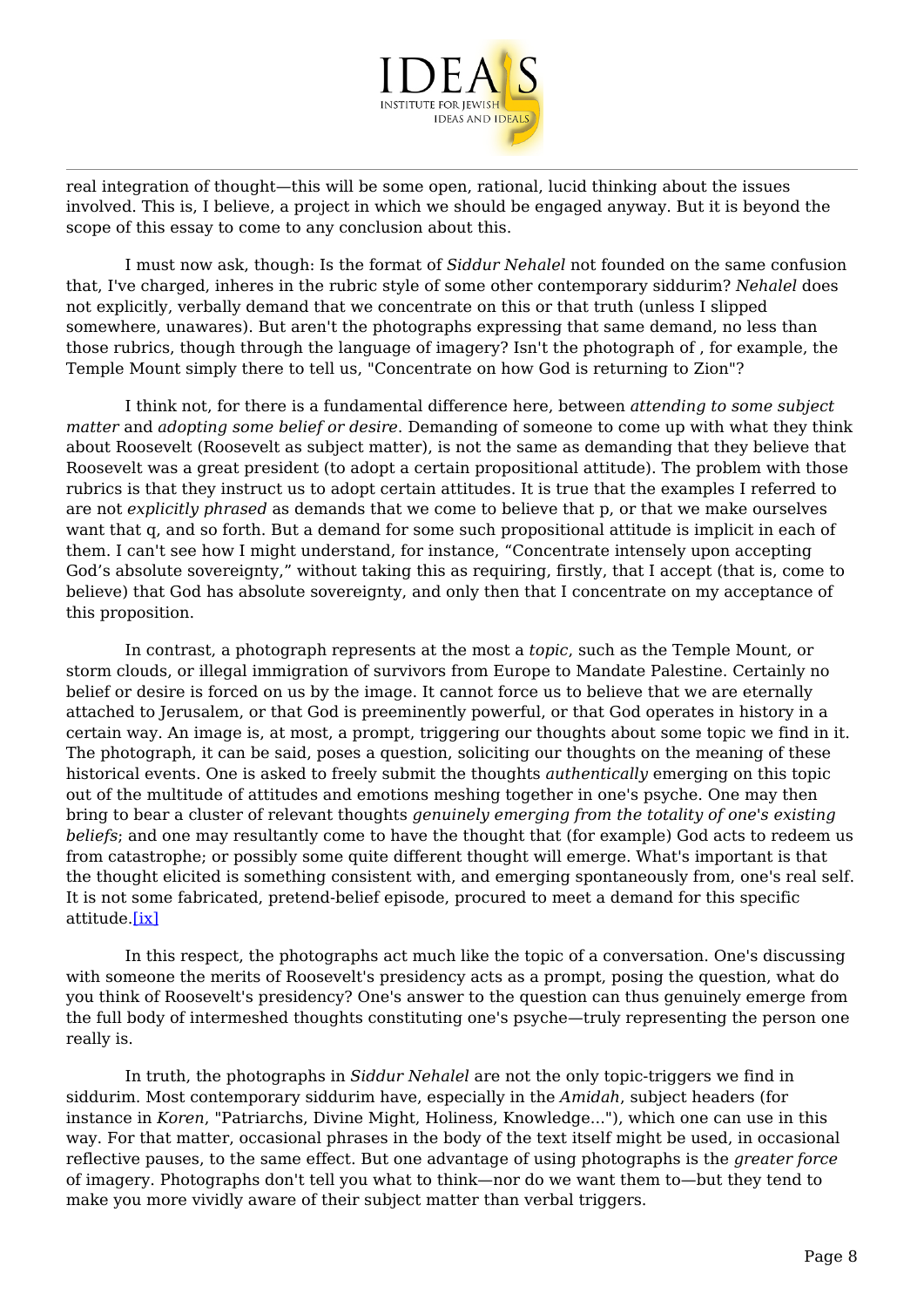real integration of thought—this will be some open, rational, lucid thinking about the issues involved. This is, I believe, a project in which we should be engaged anyway. But it is beyond the scope of this essay to come to any conclusion about this.

I must now ask, though: Is the format of *Siddur Nehalel* not founded on the same confusion that, I've charged, inheres in the rubric style of some other contemporary siddurim? *Nehalel* does not explicitly, verbally demand that we concentrate on this or that truth (unless I slipped somewhere, unawares). But aren't the photographs expressing that same demand, no less than those rubrics, though through the language of imagery? Isn't the photograph of , for example, the Temple Mount simply there to tell us, "Concentrate on how God is returning to Zion"?

I think not, for there is a fundamental difference here, between *attending to some subject matter* and *adopting some belief or desire*. Demanding of someone to come up with what they think about Roosevelt (Roosevelt as subject matter), is not the same as demanding that they believe that Roosevelt was a great president (to adopt a certain propositional attitude). The problem with those rubrics is that they instruct us to adopt certain attitudes. It is true that the examples I referred to are not *explicitly phrased* as demands that we come to believe that p, or that we make ourselves want that q, and so forth. But a demand for some such propositional attitude is implicit in each of them. I can't see how I might understand, for instance, "Concentrate intensely upon accepting God's absolute sovereignty," without taking this as requiring, firstly, that I accept (that is, come to believe) that God has absolute sovereignty, and only then that I concentrate on my acceptance of this proposition.

In contrast, a photograph represents at the most a *topic*, such as the Temple Mount, or storm clouds, or illegal immigration of survivors from Europe to Mandate Palestine. Certainly no belief or desire is forced on us by the image. It cannot force us to believe that we are eternally attached to Jerusalem, or that God is preeminently powerful, or that God operates in history in a certain way. An image is, at most, a prompt, triggering our thoughts about some topic we find in it. The photograph, it can be said, poses a question, soliciting our thoughts on the meaning of these historical events. One is asked to freely submit the thoughts *authentically* emerging on this topic out of the multitude of attitudes and emotions meshing together in one's psyche. One may then bring to bear a cluster of relevant thoughts *genuinely emerging from the totality of one's existing beliefs*; and one may resultantly come to have the thought that (for example) God acts to redeem us from catastrophe; or possibly some quite different thought will emerge. What's important is that the thought elicited is something consistent with, and emerging spontaneously from, one's real self. It is not some fabricated, pretend-belief episode, procured to meet a demand for this specific attitude.[ix]

In this respect, the photographs act much like the topic of a conversation. One's discussing with someone the merits of Roosevelt's presidency acts as a prompt, posing the question, what do you think of Roosevelt's presidency? One's answer to the question can thus genuinely emerge from the full body of intermeshed thoughts constituting one's psyche—truly representing the person one really is.

In truth, the photographs in *Siddur Nehalel* are not the only topic-triggers we find in siddurim. Most contemporary siddurim have, especially in the *Amidah*, subject headers (for instance in *Koren*, "Patriarchs, Divine Might, Holiness, Knowledge..."), which one can use in this way. For that matter, occasional phrases in the body of the text itself might be used, in occasional reflective pauses, to the same effect. But one advantage of using photographs is the *greater force* of imagery. Photographs don't tell you what to think—nor do we want them to—but they tend to make you more vividly aware of their subject matter than verbal triggers.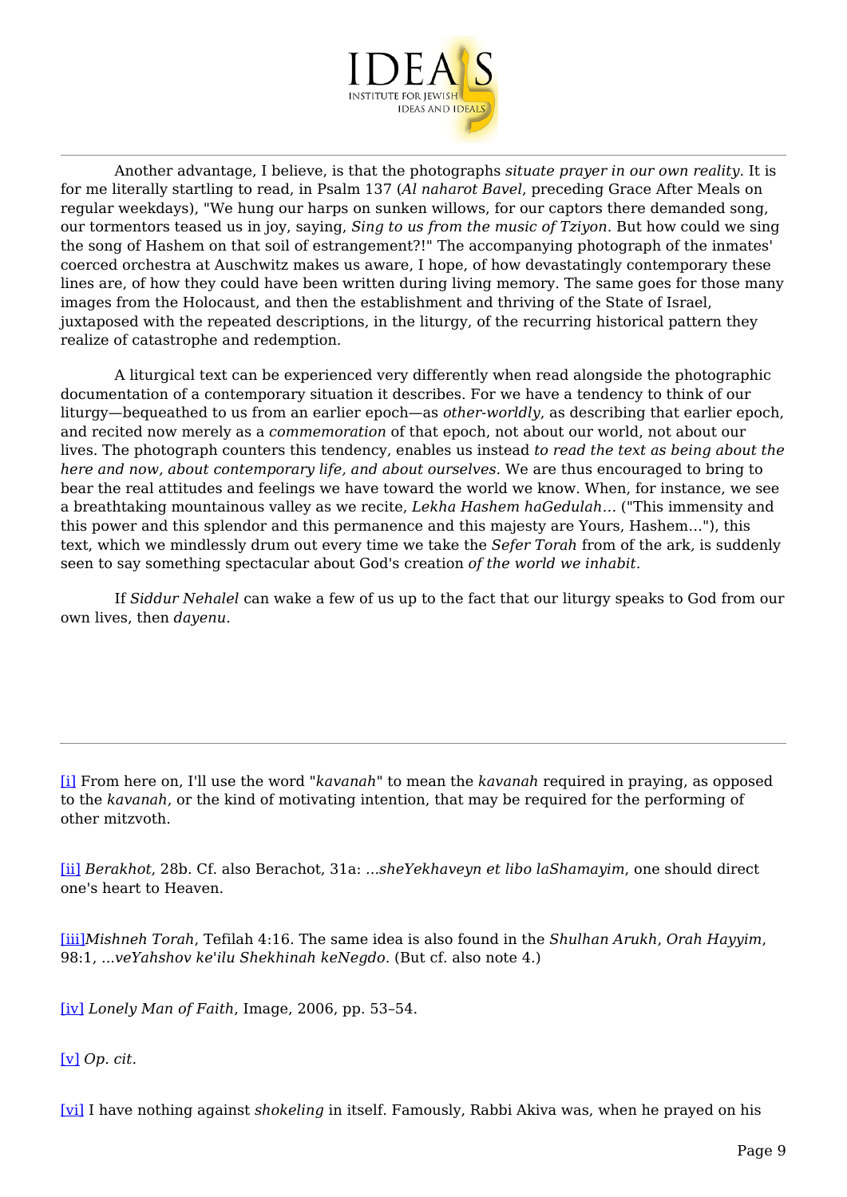Another advantage, I believe, is that the photographs *situate prayer in our own reality*. It is for me literally startling to read, in Psalm 137 (*Al naharot Bavel*, preceding Grace After Meals on regular weekdays), "We hung our harps on sunken willows, for our captors there demanded song, our tormentors teased us in joy, saying, *Sing to us from the music of Tziyon*. But how could we sing the song of Hashem on that soil of estrangement?!" The accompanying photograph of the inmates' coerced orchestra at Auschwitz makes us aware, I hope, of how devastatingly contemporary these lines are, of how they could have been written during living memory. The same goes for those many images from the Holocaust, and then the establishment and thriving of the State of Israel, juxtaposed with the repeated descriptions, in the liturgy, of the recurring historical pattern they realize of catastrophe and redemption.

A liturgical text can be experienced very differently when read alongside the photographic documentation of a contemporary situation it describes. For we have a tendency to think of our liturgy—bequeathed to us from an earlier epoch—as *other-worldly*, as describing that earlier epoch, and recited now merely as a *commemoration* of that epoch, not about our world, not about our lives. The photograph counters this tendency, enables us instead *to read the text as being about the here and now, about contemporary life, and about ourselves.* We are thus encouraged to bring to bear the real attitudes and feelings we have toward the world we know. When, for instance, we see a breathtaking mountainous valley as we recite, *Lekha Hashem haGedulah…* ("This immensity and this power and this splendor and this permanence and this majesty are Yours, Hashem…"), this text, which we mindlessly drum out every time we take the *Sefer Torah* from of the ark, is suddenly seen to say something spectacular about God's creation *of the world we inhabit*.

If *Siddur Nehalel* can wake a few of us up to the fact that our liturgy speaks to God from our own lives, then *dayenu*.

---

[i] From here on, I'll use the word "*kavanah*" to mean the *kavanah* required in praying, as opposed to the *kavanah*, or the kind of motivating intention, that may be required for the performing of other mitzvoth.

[ii] *Berakhot*, 28b. Cf. also Berachot, 31a: *...sheYekhaveyn et libo laShamayim*, one should direct one's heart to Heaven.

[iii]*Mishneh Torah*, Tefilah 4:16. The same idea is also found in the *Shulhan Arukh*, *Orah Hayyim*, 98:1, *...veYahshov ke'ilu Shekhinah keNegdo*. (But cf. also note 4.)

[iv] *Lonely Man of Faith*, Image, 2006, pp. 53–54.

[v] *Op. cit.*

[vi] I have nothing against *shokeling* in itself. Famously, Rabbi Akiva was, when he prayed on his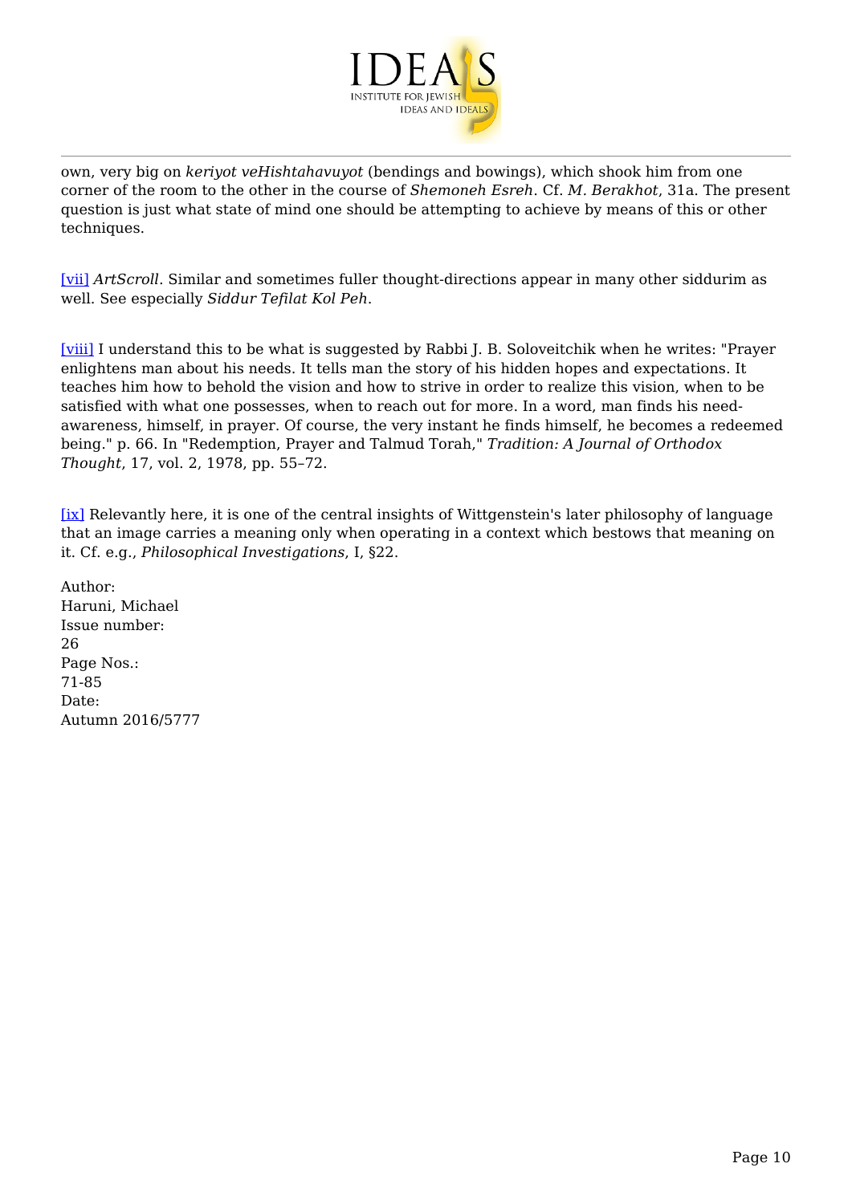own, very big on *keriyot veHishtahavuyot* (bendings and bowings), which shook him from one corner of the room to the other in the course of *Shemoneh Esreh*. Cf. *M. Berakhot*, 31a. The present question is just what state of mind one should be attempting to achieve by means of this or other techniques.

[vii] *ArtScroll*. Similar and sometimes fuller thought-directions appear in many other siddurim as well. See especially *Siddur Tefilat Kol Peh*.

[viii] I understand this to be what is suggested by Rabbi J. B. Soloveitchik when he writes: "Prayer enlightens man about his needs. It tells man the story of his hidden hopes and expectations. It teaches him how to behold the vision and how to strive in order to realize this vision, when to be satisfied with what one possesses, when to reach out for more. In a word, man finds his need-awareness, himself, in prayer. Of course, the very instant he finds himself, he becomes a redeemed being." p. 66. In "Redemption, Prayer and Talmud Torah," *Tradition: A Journal of Orthodox Thought*, 17, vol. 2, 1978, pp. 55–72.

[ix] Relevantly here, it is one of the central insights of Wittgenstein's later philosophy of language that an image carries a meaning only when operating in a context which bestows that meaning on it. Cf. e.g., *Philosophical Investigations*, I, §22.

Author:
Haruni, Michael
Issue number:
26
Page Nos.:
71-85
Date:
Autumn 2016/5777